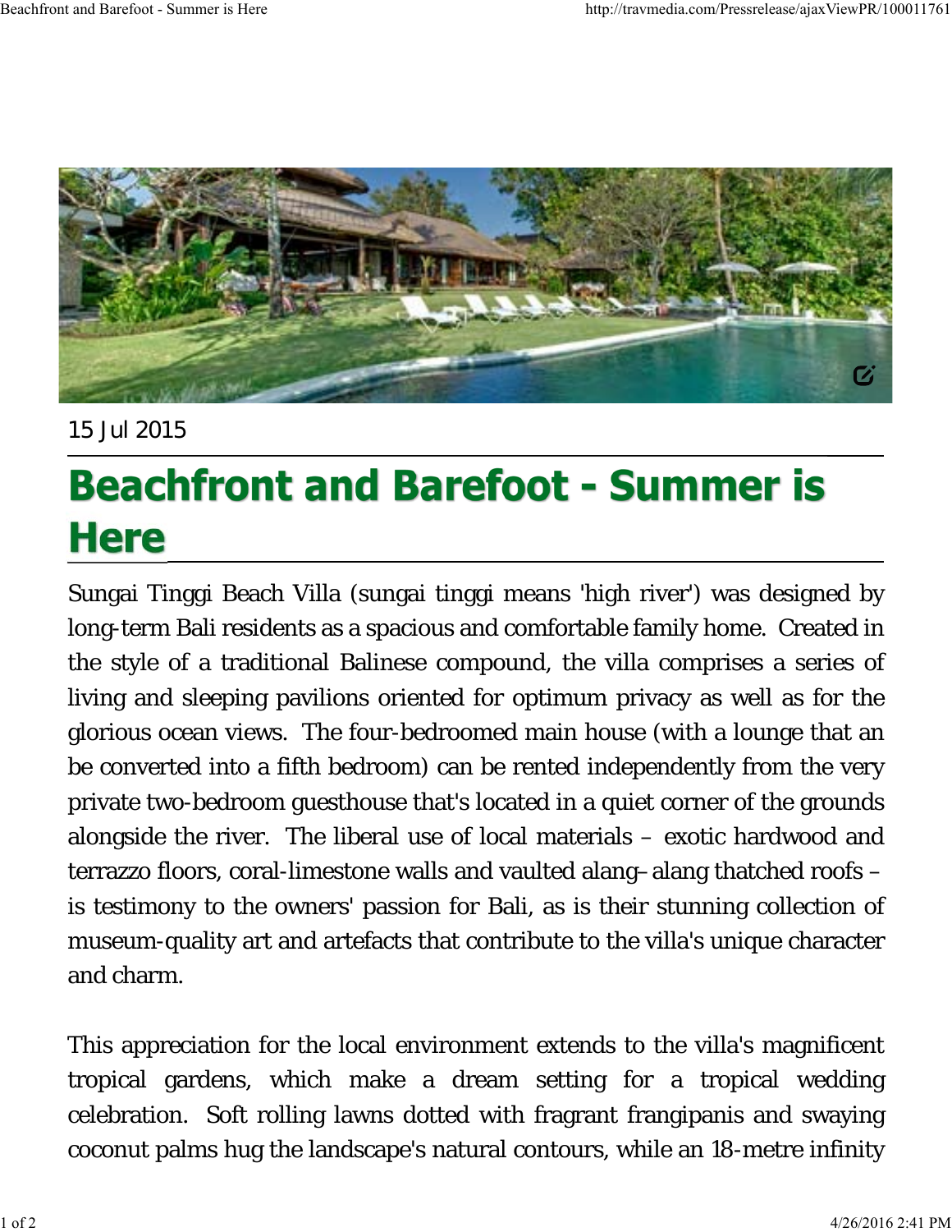15 Jul 2015

# Beachfront and Barefoot - Summer is Here

Sungai Tinggi Beach Villa (sungai tinggi means 'high river') was designed by long-term Bali residents as a spacious and comfortable family home. Created in the style of a traditional Balinese compound, the villa comprises a series of living and sleeping pavilions oriented for optimum privacy as well as for the glorious ocean views. The four-bedroomed main house (with a lounge that an be converted into a fifth bedroom) can be rented independently from the very private two-bedroom guesthouse that's located in a quiet corner of the grounds alongside the river. The liberal use of local materials – exotic hardwood and terrazzo floors, coral-limestone walls and vaulted alang–alang thatched roofs – is testimony to the owners' passion for Bali, as is their stunning collection of museum-quality art and artefacts that contribute to the villa's unique character and charm.

This appreciation for the local environment extends to the villa's magnificent tropical gardens, which make a dream setting for a tropical wedding celebration. Soft rolling lawns dotted with fragrant frangipanis and swaying coconut palms hug the landscape's natural contours, while an 18-metre infinity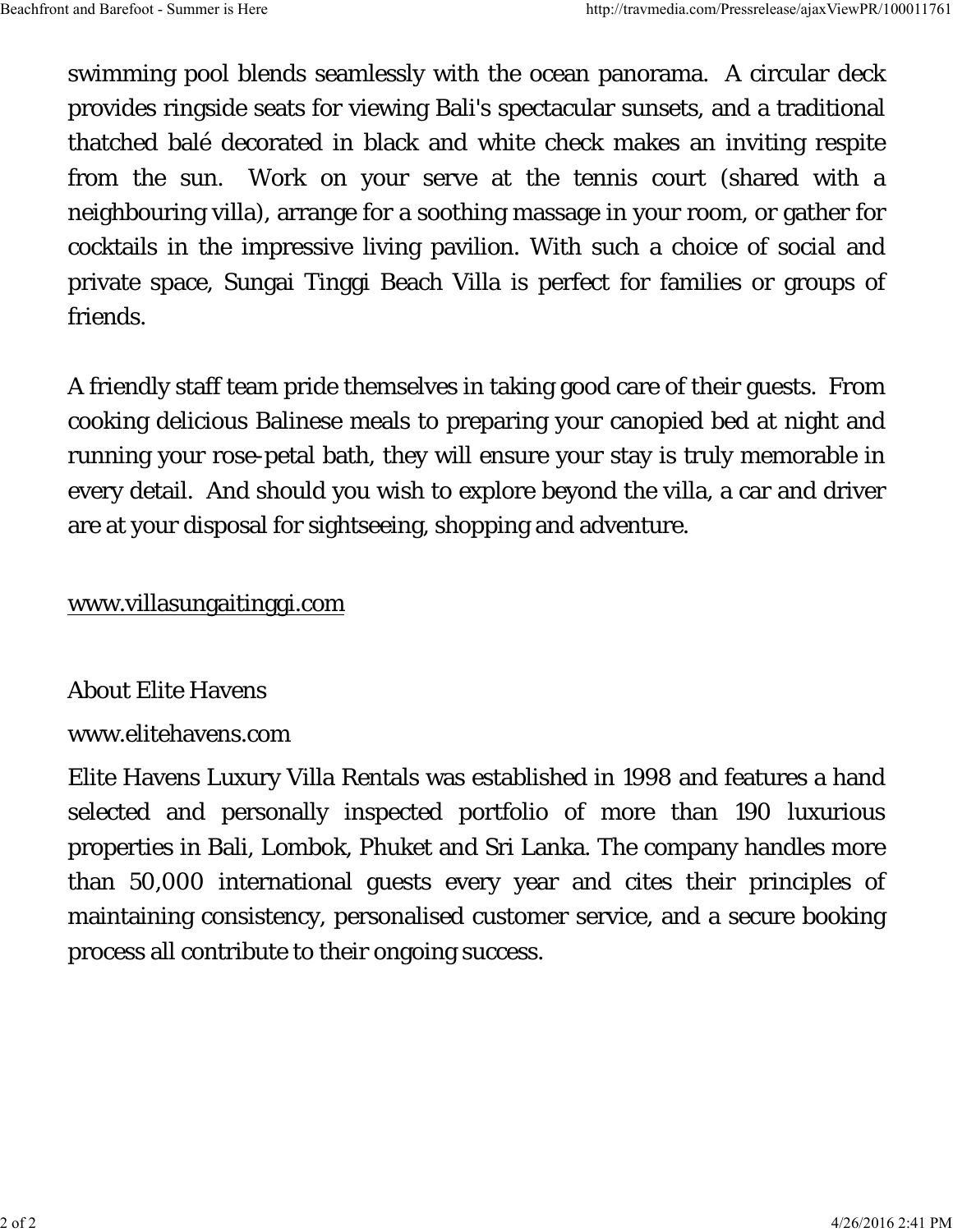swimming pool blends seamlessly with the ocean panorama. A circular deck provides ringside seats for viewing Bali's spectacular sunsets, and a traditional thatched balé decorated in black and white check makes an inviting respite from the sun. Work on your serve at the tennis court (shared with a neighbouring villa), arrange for a soothing massage in your room, or gather for cocktails in the impressive living pavilion. With such a choice of social and private space, Sungai Tinggi Beach Villa is perfect for families or groups of friends.

A friendly staff team pride themselves in taking good care of their guests. From cooking delicious Balinese meals to preparing your canopied bed at night and running your rose-petal bath, they will ensure your stay is truly memorable in every detail. And should you wish to explore beyond the villa, a car and driver are at your disposal for sightseeing, shopping and adventure.

www.villasungaitinggi.com

About Elite Havens

www.elitehavens.com

Elite Havens Luxury Villa Rentals was established in 1998 and features a hand selected and personally inspected portfolio of more than 190 luxurious properties in Bali, Lombok, Phuket and Sri Lanka. The company handles more than 50,000 international guests every year and cites their principles of maintaining consistency, personalised customer service, and a secure booking process all contribute to their ongoing success.